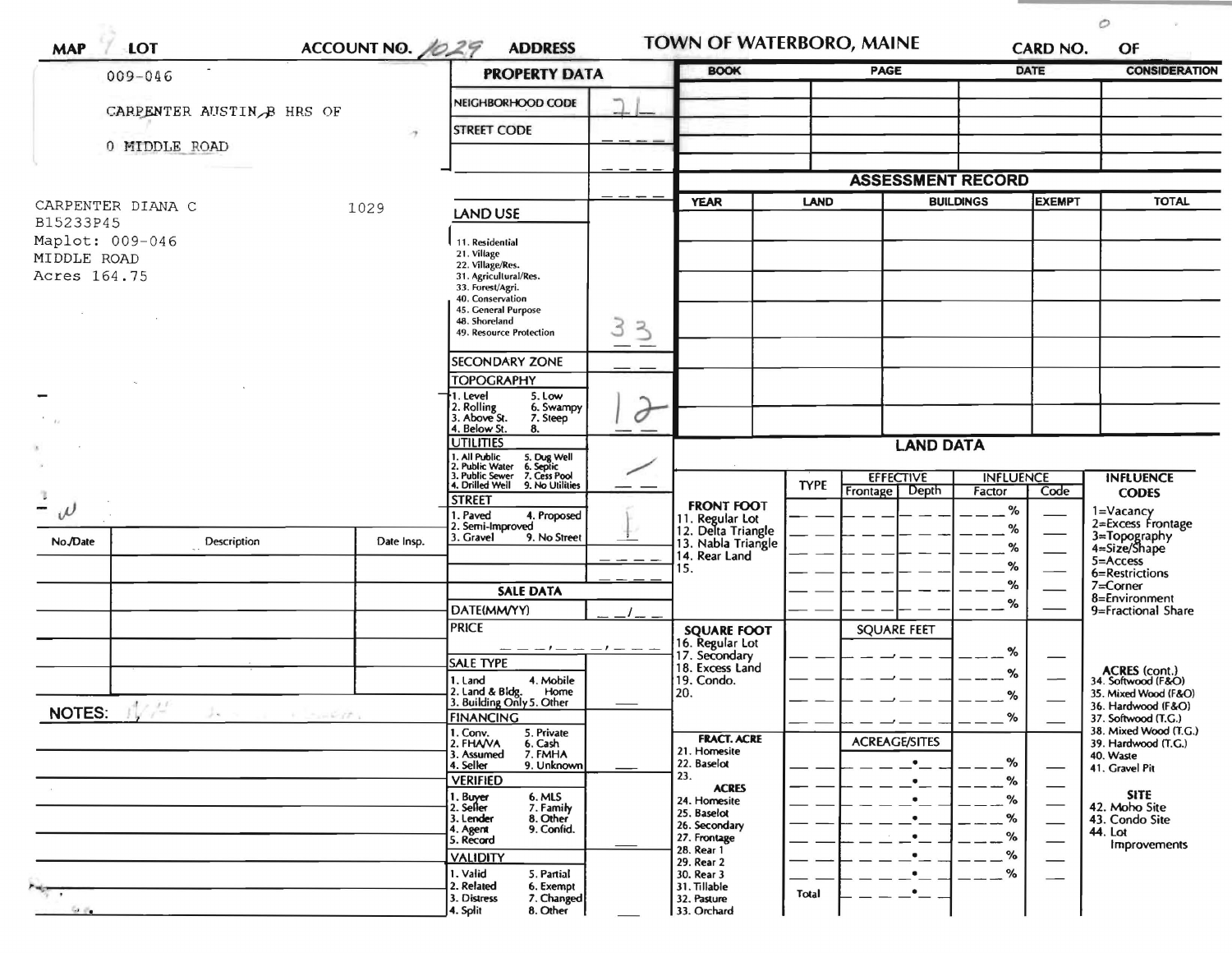# TOWN OF WATERBORO, MAINE

MAP 9 LOT | ACCOUNT NO. 1029 | ADDRESS | CARD NO. OF

009-046

CARPENTER AUSTIN B HRS OF

0 MIDDLE ROAD

CARPENTER DIANA C 1029
B15233P45
Maplot: 009-046
MIDDLE ROAD
Acres 164.75

## PROPERTY DATA

| | |
|---|---|
| NEIGHBORHOOD CODE | 21 |
| STREET CODE | |
| LAND USE | 33 |
| 11. Residential, 21. Village, 22. Village/Res., 31. Agricultural/Res., 33. Forest/Agri., 40. Conservation, 45. General Purpose, 48. Shoreland, 49. Resource Protection | |
| SECONDARY ZONE | |
| TOPOGRAPHY: 1. Level, 2. Rolling, 3. Above St., 4. Below St., 5. Low, 6. Swampy, 7. Steep, 8. | 12 |
| UTILITIES: 1. All Public, 2. Public Water, 3. Public Sewer, 4. Drilled Well, 5. Dug Well, 6. Septic, 7. Cess Pool, 9. No Utilities | 9 |
| STREET: 1. Paved, 2. Semi-Improved, 3. Gravel, 4. Proposed, 9. No Street | 1 |

## SALE DATA

| | |
|---|---|
| DATE(MM/YY) | |
| PRICE | |
| SALE TYPE: 1. Land, 2. Land & Bldg., 3. Building Only, 4. Mobile Home, 5. Other | |
| FINANCING: 1. Conv., 2. FHA/VA, 3. Assumed, 4. Seller, 5. Private, 6. Cash, 7. FMHA, 9. Unknown | |
| VERIFIED: 1. Buyer, 2. Seller, 3. Lender, 4. Agent, 5. Record, 6. MLS, 7. Family, 8. Other, 9. Confid. | |
| VALIDITY: 1. Valid, 2. Related, 3. Distress, 4. Split, 5. Partial, 6. Exempt, 7. Changed, 8. Other | |

| BOOK | PAGE | DATE | CONSIDERATION |
|---|---|---|---|
| | | | |

## ASSESSMENT RECORD

| YEAR | LAND | BUILDINGS | EXEMPT | TOTAL |
|---|---|---|---|---|
| | | | | |

| No./Date | Description | Date Insp. |
|---|---|---|
| | | |

NOTES:

## LAND DATA

| | TYPE | EFFECTIVE Frontage | EFFECTIVE Depth | INFLUENCE Factor | INFLUENCE Code |
|---|---|---|---|---|---|
| FRONT FOOT: 11. Regular Lot, 12. Delta Triangle, 13. Nabla Triangle, 14. Rear Land, 15. | | | | % | |
| SQUARE FOOT: 16. Regular Lot, 17. Secondary, 18. Excess Land, 19. Condo., 20. | | SQUARE FEET | | % | |
| FRACT. ACRE: 21. Homesite, 22. Baselot, 23. ACRES: 24. Homesite, 25. Baselot, 26. Secondary, 27. Frontage, 28. Rear 1, 29. Rear 2, 30. Rear 3, 31. Tillable, 32. Pasture, 33. Orchard | | ACREAGE/SITES | | % | |
| | Total | | | | |

INFLUENCE CODES: 1=Vacancy, 2=Excess Frontage, 3=Topography, 4=Size/Shape, 5=Access, 6=Restrictions, 7=Corner, 8=Environment, 9=Fractional Share

ACRES (cont.): 34. Softwood (F&O), 35. Mixed Wood (F&O), 36. Hardwood (F&O), 37. Softwood (T.G.), 38. Mixed Wood (T.G.), 39. Hardwood (T.G.), 40. Waste, 41. Gravel Pit

SITE: 42. Moho Site, 43. Condo Site, 44. Lot Improvements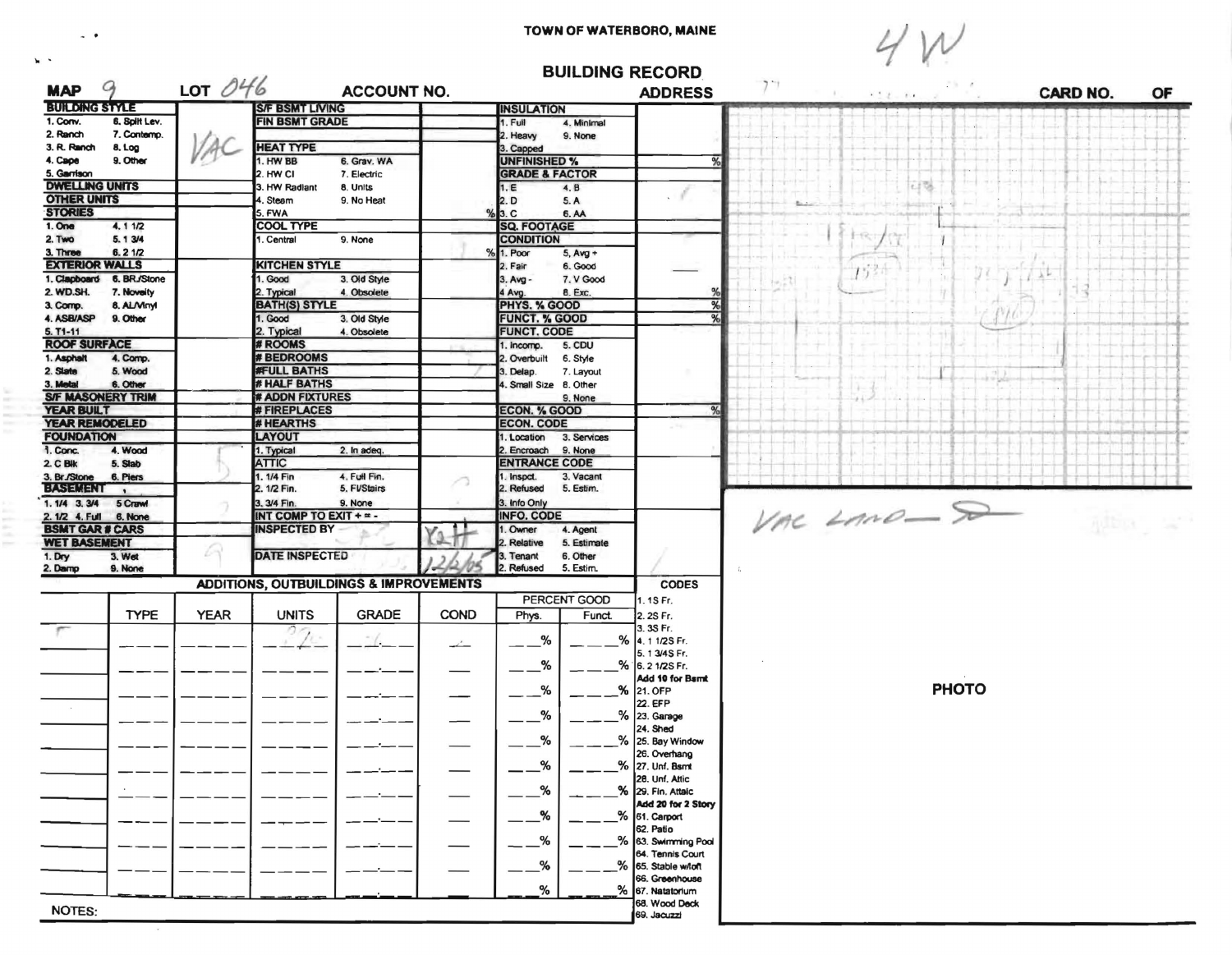# TOWN OF WATERBORO, MAINE

4W

## BUILDING RECORD

**MAP** 9 **LOT** 046 **ACCOUNT NO.** **ADDRESS** **CARD NO.** **OF**

| | | | | | |
|---|---|---|---|---|---|
| **BUILDING STYLE** 1. Conv. 6. Split Lev. 2. Ranch 7. Contemp. 3. R. Ranch 8. Log 4. Cape 9. Other 5. Garrison | VAC | **S/F BSMT LIVING** | | **INSULATION** 1. Full 4. Minimal 2. Heavy 9. None 3. Capped | |
| **DWELLING UNITS** | | **FIN BSMT GRADE** | | **UNFINISHED %** | % |
| **OTHER UNITS** | | **HEAT TYPE** 1. HW BB 6. Grav. WA 2. HW CI 7. Electric 3. HW Radiant 8. Units 4. Steam 9. No Heat 5. FWA | % | **GRADE & FACTOR** 1. E 4. B 2. D 5. A 3. C 6. AA | |
| **STORIES** 1. One 4. 1 1/2 2. Two 5. 1 3/4 3. Three 6. 2 1/2 | | **COOL TYPE** 1. Central 9. None | % | **SQ. FOOTAGE** | |
| **EXTERIOR WALLS** 1. Clapboard 6. BR./Stone 2. WD.SH. 7. Novelty 3. Comp. 8. AL/Vinyl 4. ASB/ASP 9. Other 5. T1-11 | | **KITCHEN STYLE** 1. Good 3. Old Style 2. Typical 4. Obsolete | | **CONDITION** 1. Poor 5. Avg + 2. Fair 6. Good 3. Avg - 7. V Good 4 Avg. 8. Exc. | |
| | | **BATH(S) STYLE** 1. Good 3. Old Style 2. Typical 4. Obsolete | | **PHYS. % GOOD** | % |
| | | | | **FUNCT. % GOOD** | % |
| **ROOF SURFACE** 1. Asphalt 4. Comp. 2. Slate 5. Wood 3. Metal 6. Other | | **# ROOMS** | | **FUNCT. CODE** 1. Incomp. 5. CDU 2. Overbuilt 6. Style 3. Delap. 7. Layout 4. Small Size 8. Other 9. None | |
| | | **# BEDROOMS** | | | |
| | | **#FULL BATHS** | | | |
| | | **# HALF BATHS** | | | |
| **S/F MASONERY TRIM** | | **# ADDN FIXTURES** | | | |
| **YEAR BUILT** | | **# FIREPLACES** | | **ECON. % GOOD** | % |
| **YEAR REMODELED** | | **# HEARTHS** | | **ECON. CODE** 1. Location 3. Services 2. Encroach 9. None | |
| **FOUNDATION** 1. Conc. 4. Wood 2. C Blk 5. Slab 3. Br./Stone 6. Piers | 5 | **LAYOUT** 1. Typical 2. In adeq. | | | |
| | | **ATTIC** 1. 1/4 Fin 4. Full Fin. 2. 1/2 Fin. 5. Fl/Stairs 3. 3/4 Fin. 9. None | | **ENTRANCE CODE** 1. Inspct. 3. Vacant 2. Refused 5. Estim. | |
| **BASEMENT** 1. 1/4 3. 3/4 5 Crawl 2. 1/2 4. Full 6. None | | **INT COMP TO EXIT + = -** | | **INFO. CODE** 1. Owner 4. Agent 2. Relative 5. Estimate 3. Tenant 6. Other | |
| **BSMT GAR # CARS** | | **INSPECTED BY** | | | |
| **WET BASEMENT** 1. Dry 3. Wet 2. Damp 9. None | 9 | **DATE INSPECTED** | 12/2/05 | 2. Refused 5. Estim. | |

VAC LAND

### ADDITIONS, OUTBUILDINGS & IMPROVEMENTS

| | TYPE | YEAR | UNITS | GRADE | COND | PERCENT GOOD Phys. | Funct. |
|---|---|---|---|---|---|---|---|
| | | | | | | % | % |
| | | | | | | % | % |
| | | | | | | % | % |
| | | | | | | % | % |
| | | | | | | % | % |
| | | | | | | % | % |
| | | | | | | % | % |
| | | | | | | % | % |
| | | | | | | % | % |
| | | | | | | % | % |
| | | | | | | % | % |

**CODES**
1. 1S Fr.
2. 2S Fr.
3. 3S Fr.
4. 1 1/2S Fr.
5. 1 3/4S Fr.
6. 2 1/2S Fr.
Add 10 for Bsmt
21. OFP
22. EFP
23. Garage
24. Shed
25. Bay Window
26. Overhang
27. Unf. Bsmt
28. Unf. Attic
29. Fin. Attaic
Add 20 for 2 Story
61. Carport
62. Patio
63. Swimming Pool
64. Tennis Court
65. Stable w/loft
66. Greenhouse
67. Natatorium
68. Wood Deck
69. Jacuzzi

PHOTO

NOTES: